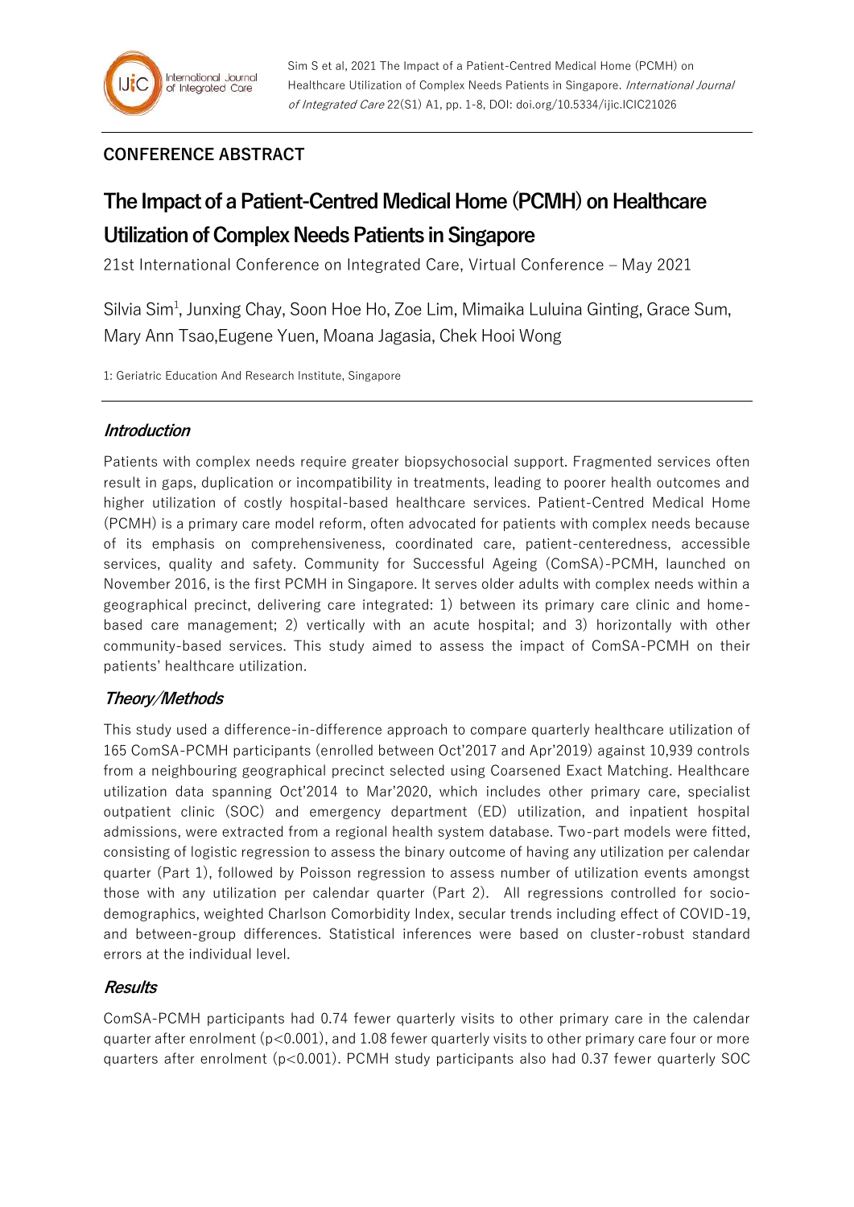Sim S et al, 2021 The Impact of a Patient-Centred Medical Home (PCMH) on Healthcare Utilization of Complex Needs Patients in Singapore. *International Journal of Integrated Care* 22(S1) A1, pp. 1-8, DOI: doi.org/10.5334/ijic.ICIC21026

**CONFERENCE ABSTRACT**

# The Impact of a Patient-Centred Medical Home (PCMH) on Healthcare Utilization of Complex Needs Patients in Singapore

21st International Conference on Integrated Care, Virtual Conference – May 2021

Silvia Sim[1], Junxing Chay, Soon Hoe Ho, Zoe Lim, Mimaika Luluina Ginting, Grace Sum, Mary Ann Tsao,Eugene Yuen, Moana Jagasia, Chek Hooi Wong

1: Geriatric Education And Research Institute, Singapore

## *Introduction*

Patients with complex needs require greater biopsychosocial support. Fragmented services often result in gaps, duplication or incompatibility in treatments, leading to poorer health outcomes and higher utilization of costly hospital-based healthcare services. Patient-Centred Medical Home (PCMH) is a primary care model reform, often advocated for patients with complex needs because of its emphasis on comprehensiveness, coordinated care, patient-centeredness, accessible services, quality and safety. Community for Successful Ageing (ComSA)-PCMH, launched on November 2016, is the first PCMH in Singapore. It serves older adults with complex needs within a geographical precinct, delivering care integrated: 1) between its primary care clinic and home-based care management; 2) vertically with an acute hospital; and 3) horizontally with other community-based services. This study aimed to assess the impact of ComSA-PCMH on their patients' healthcare utilization.

## *Theory/Methods*

This study used a difference-in-difference approach to compare quarterly healthcare utilization of 165 ComSA-PCMH participants (enrolled between Oct'2017 and Apr'2019) against 10,939 controls from a neighbouring geographical precinct selected using Coarsened Exact Matching. Healthcare utilization data spanning Oct'2014 to Mar'2020, which includes other primary care, specialist outpatient clinic (SOC) and emergency department (ED) utilization, and inpatient hospital admissions, were extracted from a regional health system database. Two-part models were fitted, consisting of logistic regression to assess the binary outcome of having any utilization per calendar quarter (Part 1), followed by Poisson regression to assess number of utilization events amongst those with any utilization per calendar quarter (Part 2). All regressions controlled for socio-demographics, weighted Charlson Comorbidity Index, secular trends including effect of COVID-19, and between-group differences. Statistical inferences were based on cluster-robust standard errors at the individual level.

## *Results*

ComSA-PCMH participants had 0.74 fewer quarterly visits to other primary care in the calendar quarter after enrolment ($p<0.001$), and 1.08 fewer quarterly visits to other primary care four or more quarters after enrolment ($p<0.001$). PCMH study participants also had 0.37 fewer quarterly SOC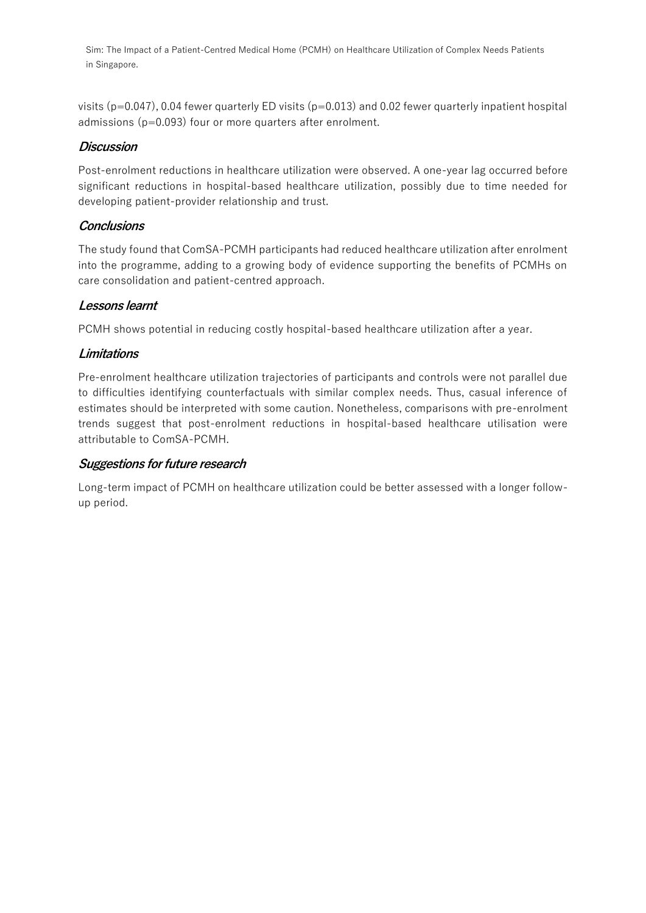visits (p=0.047), 0.04 fewer quarterly ED visits (p=0.013) and 0.02 fewer quarterly inpatient hospital admissions (p=0.093) four or more quarters after enrolment.

### *Discussion*

Post-enrolment reductions in healthcare utilization were observed. A one-year lag occurred before significant reductions in hospital-based healthcare utilization, possibly due to time needed for developing patient-provider relationship and trust.

### *Conclusions*

The study found that ComSA-PCMH participants had reduced healthcare utilization after enrolment into the programme, adding to a growing body of evidence supporting the benefits of PCMHs on care consolidation and patient-centred approach.

### *Lessons learnt*

PCMH shows potential in reducing costly hospital-based healthcare utilization after a year.

### *Limitations*

Pre-enrolment healthcare utilization trajectories of participants and controls were not parallel due to difficulties identifying counterfactuals with similar complex needs. Thus, casual inference of estimates should be interpreted with some caution. Nonetheless, comparisons with pre-enrolment trends suggest that post-enrolment reductions in hospital-based healthcare utilisation were attributable to ComSA-PCMH.

### *Suggestions for future research*

Long-term impact of PCMH on healthcare utilization could be better assessed with a longer follow-up period.